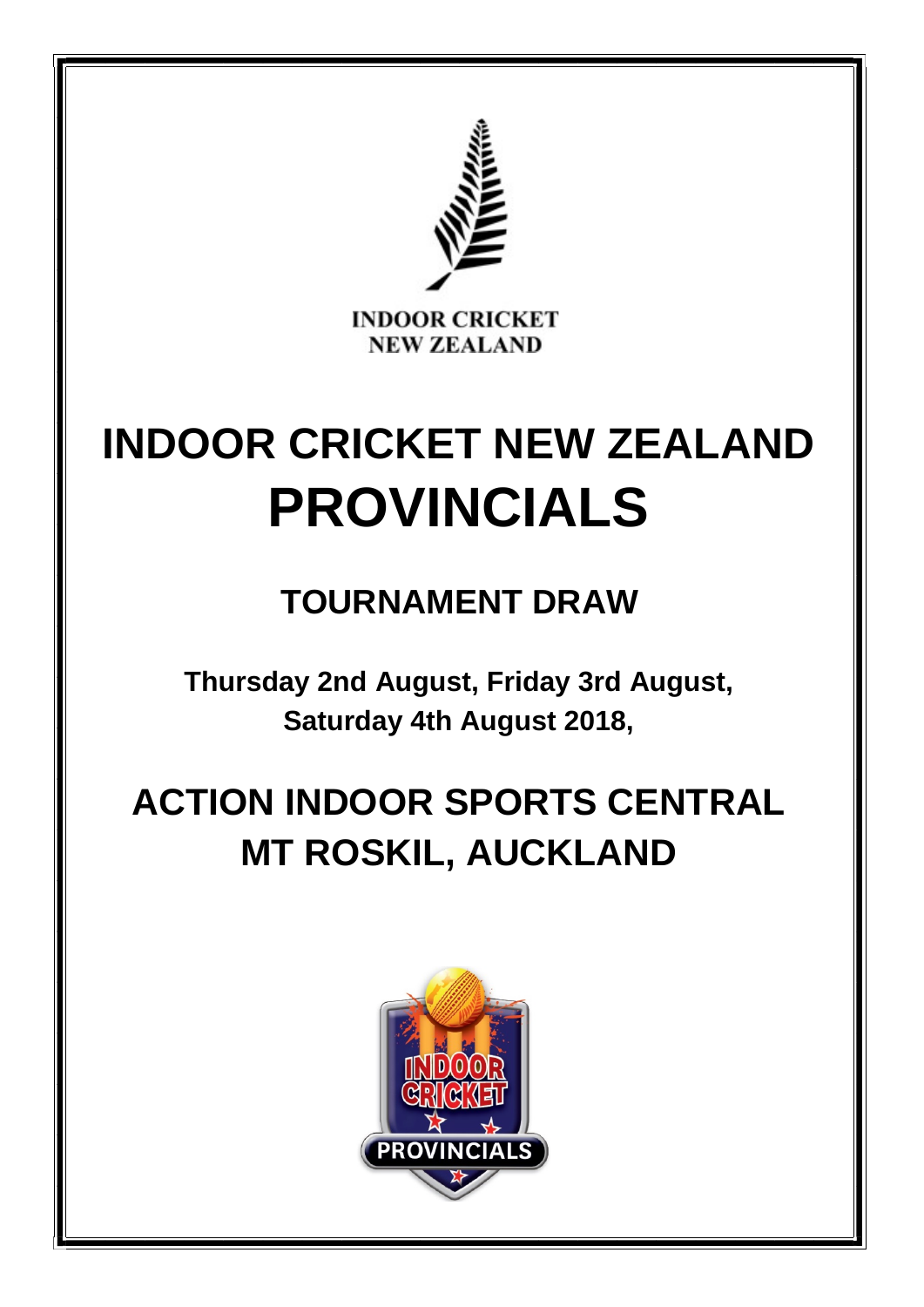INDOOR CRICKET
NEW ZEALAND

# INDOOR CRICKET NEW ZEALAND
# PROVINCIALS

## TOURNAMENT DRAW

**Thursday 2nd August, Friday 3rd August, Saturday 4th August 2018,**

## ACTION INDOOR SPORTS CENTRAL
## MT ROSKIL, AUCKLAND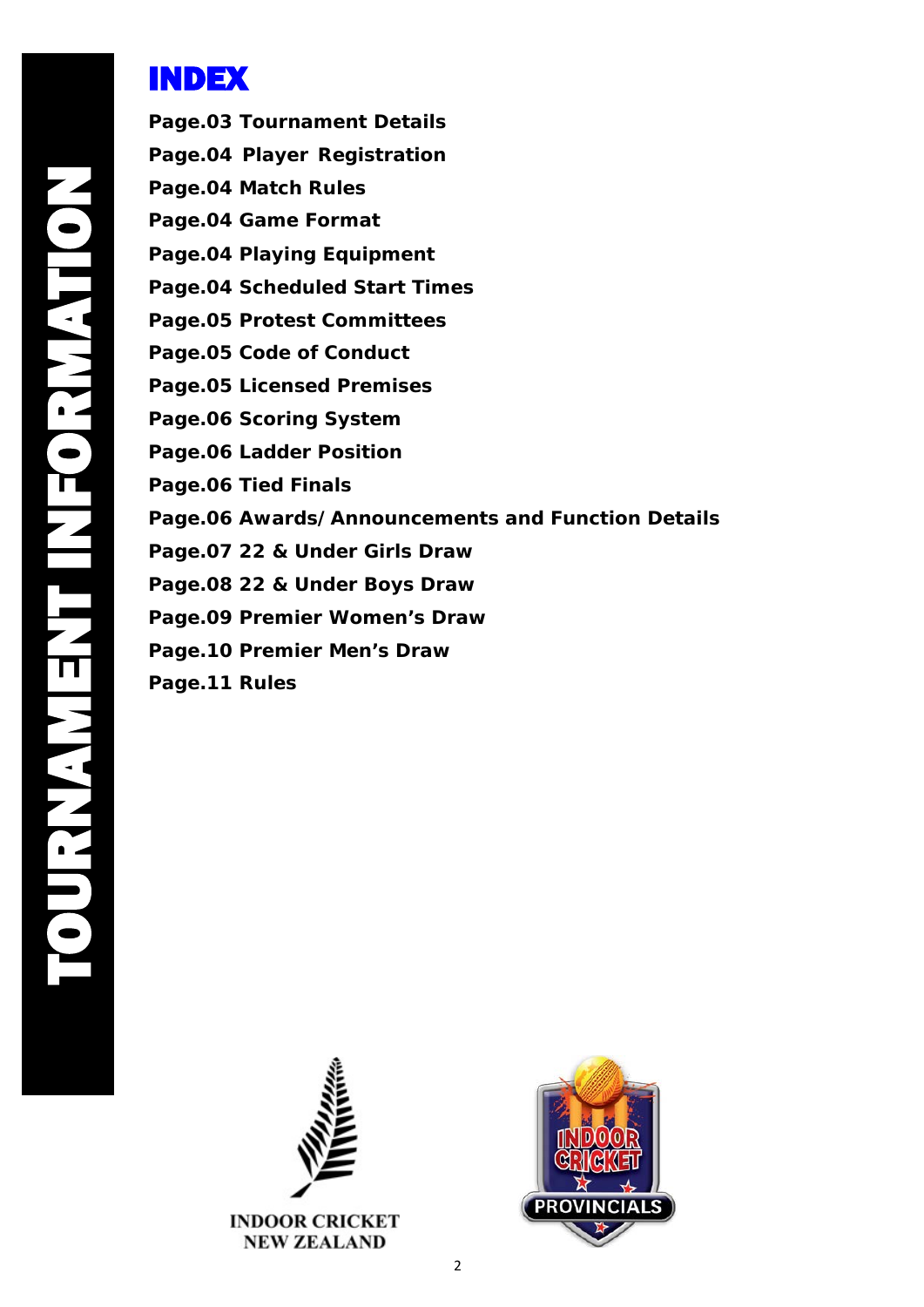TOURNAMENT INFORMATION

# INDEX

**Page.03 Tournament Details**

**Page.04 Player Registration**

**Page.04 Match Rules**

**Page.04 Game Format**

**Page.04 Playing Equipment**

**Page.04 Scheduled Start Times**

**Page.05 Protest Committees**

**Page.05 Code of Conduct**

**Page.05 Licensed Premises**

**Page.06 Scoring System**

**Page.06 Ladder Position**

**Page.06 Tied Finals**

**Page.06 Awards/Announcements and Function Details**

**Page.07 22 & Under Girls Draw**

**Page.08 22 & Under Boys Draw**

**Page.09 Premier Women's Draw**

**Page.10 Premier Men's Draw**

**Page.11 Rules**

INDOOR CRICKET NEW ZEALAND

INDOOR CRICKET PROVINCIALS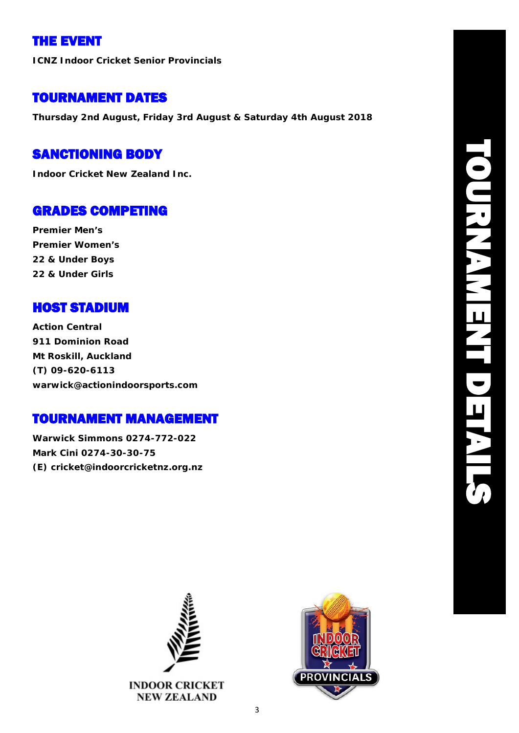# TOURNAMENT DETAILS

## THE EVENT

**ICNZ Indoor Cricket Senior Provincials**

## TOURNAMENT DATES

**Thursday 2nd August, Friday 3rd August & Saturday 4th August 2018**

## SANCTIONING BODY

**Indoor Cricket New Zealand Inc.**

## GRADES COMPETING

**Premier Men's**
**Premier Women's**
**22 & Under Boys**
**22 & Under Girls**

## HOST STADIUM

**Action Central**
**911 Dominion Road**
**Mt Roskill, Auckland**
**(T) 09-620-6113**
**warwick@actionindoorsports.com**

## TOURNAMENT MANAGEMENT

**Warwick Simmons 0274-772-022**
**Mark Cini 0274-30-30-75**
**(E) cricket@indoorcricketnz.org.nz**

INDOOR CRICKET NEW ZEALAND

INDOOR CRICKET PROVINCIALS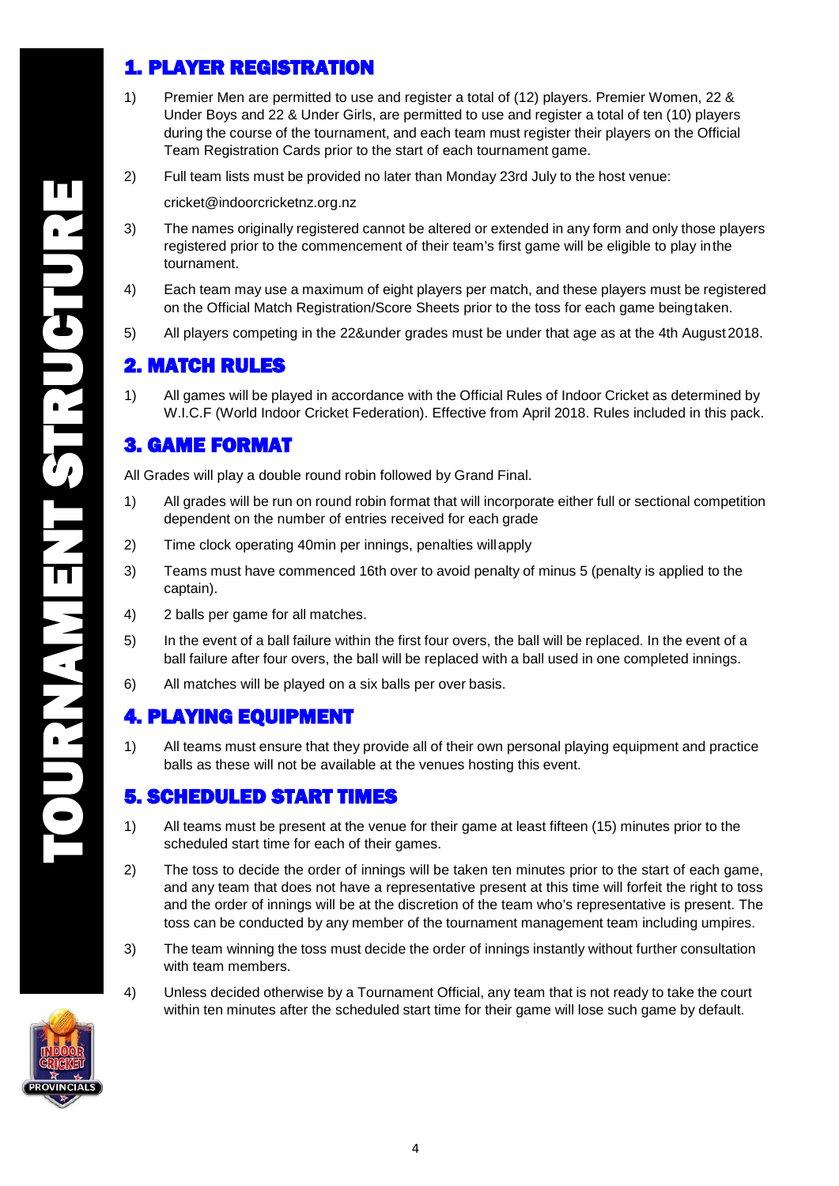# TOURNAMENT STRUCTURE

## 1. PLAYER REGISTRATION

1) Premier Men are permitted to use and register a total of (12) players. Premier Women, 22 & Under Boys and 22 & Under Girls, are permitted to use and register a total of ten (10) players during the course of the tournament, and each team must register their players on the Official Team Registration Cards prior to the start of each tournament game.

2) Full team lists must be provided no later than Monday 23rd July to the host venue:

   cricket@indoorcricketnz.org.nz

3) The names originally registered cannot be altered or extended in any form and only those players registered prior to the commencement of their team's first game will be eligible to play in the tournament.

4) Each team may use a maximum of eight players per match, and these players must be registered on the Official Match Registration/Score Sheets prior to the toss for each game being taken.

5) All players competing in the 22&under grades must be under that age as at the 4th August 2018.

## 2. MATCH RULES

1) All games will be played in accordance with the Official Rules of Indoor Cricket as determined by W.I.C.F (World Indoor Cricket Federation). Effective from April 2018. Rules included in this pack.

## 3. GAME FORMAT

All Grades will play a double round robin followed by Grand Final.

1) All grades will be run on round robin format that will incorporate either full or sectional competition dependent on the number of entries received for each grade

2) Time clock operating 40min per innings, penalties will apply

3) Teams must have commenced 16th over to avoid penalty of minus 5 (penalty is applied to the captain).

4) 2 balls per game for all matches.

5) In the event of a ball failure within the first four overs, the ball will be replaced. In the event of a ball failure after four overs, the ball will be replaced with a ball used in one completed innings.

6) All matches will be played on a six balls per over basis.

## 4. PLAYING EQUIPMENT

1) All teams must ensure that they provide all of their own personal playing equipment and practice balls as these will not be available at the venues hosting this event.

## 5. SCHEDULED START TIMES

1) All teams must be present at the venue for their game at least fifteen (15) minutes prior to the scheduled start time for each of their games.

2) The toss to decide the order of innings will be taken ten minutes prior to the start of each game, and any team that does not have a representative present at this time will forfeit the right to toss and the order of innings will be at the discretion of the team who's representative is present. The toss can be conducted by any member of the tournament management team including umpires.

3) The team winning the toss must decide the order of innings instantly without further consultation with team members.

4) Unless decided otherwise by a Tournament Official, any team that is not ready to take the court within ten minutes after the scheduled start time for their game will lose such game by default.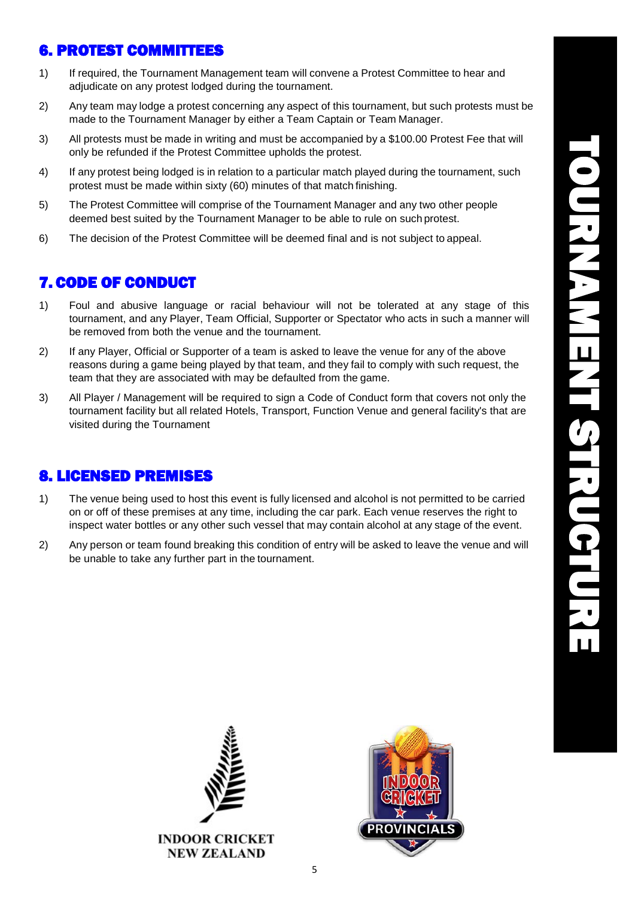## 6. PROTEST COMMITTEES

1) If required, the Tournament Management team will convene a Protest Committee to hear and adjudicate on any protest lodged during the tournament.
2) Any team may lodge a protest concerning any aspect of this tournament, but such protests must be made to the Tournament Manager by either a Team Captain or Team Manager.
3) All protests must be made in writing and must be accompanied by a $100.00 Protest Fee that will only be refunded if the Protest Committee upholds the protest.
4) If any protest being lodged is in relation to a particular match played during the tournament, such protest must be made within sixty (60) minutes of that match finishing.
5) The Protest Committee will comprise of the Tournament Manager and any two other people deemed best suited by the Tournament Manager to be able to rule on such protest.
6) The decision of the Protest Committee will be deemed final and is not subject to appeal.

## 7. CODE OF CONDUCT

1) Foul and abusive language or racial behaviour will not be tolerated at any stage of this tournament, and any Player, Team Official, Supporter or Spectator who acts in such a manner will be removed from both the venue and the tournament.
2) If any Player, Official or Supporter of a team is asked to leave the venue for any of the above reasons during a game being played by that team, and they fail to comply with such request, the team that they are associated with may be defaulted from the game.
3) All Player / Management will be required to sign a Code of Conduct form that covers not only the tournament facility but all related Hotels, Transport, Function Venue and general facility's that are visited during the Tournament

## 8. LICENSED PREMISES

1) The venue being used to host this event is fully licensed and alcohol is not permitted to be carried on or off of these premises at any time, including the car park. Each venue reserves the right to inspect water bottles or any other such vessel that may contain alcohol at any stage of the event.
2) Any person or team found breaking this condition of entry will be asked to leave the venue and will be unable to take any further part in the tournament.

INDOOR CRICKET NEW ZEALAND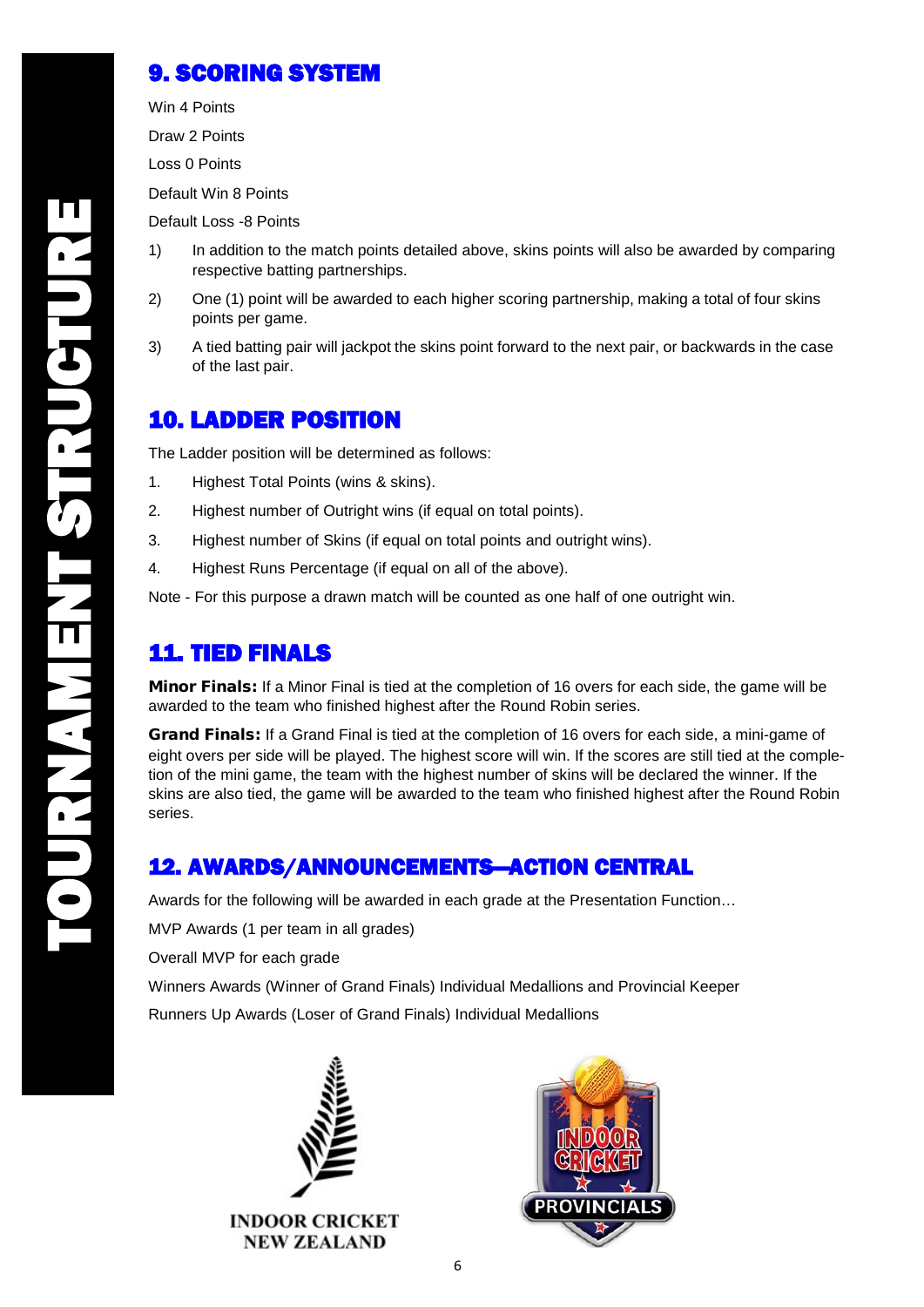## 9. SCORING SYSTEM

Win 4 Points

Draw 2 Points

Loss 0 Points

Default Win 8 Points

Default Loss -8 Points

1) In addition to the match points detailed above, skins points will also be awarded by comparing respective batting partnerships.
2) One (1) point will be awarded to each higher scoring partnership, making a total of four skins points per game.
3) A tied batting pair will jackpot the skins point forward to the next pair, or backwards in the case of the last pair.

## 10. LADDER POSITION

The Ladder position will be determined as follows:

1. Highest Total Points (wins & skins).
2. Highest number of Outright wins (if equal on total points).
3. Highest number of Skins (if equal on total points and outright wins).
4. Highest Runs Percentage (if equal on all of the above).

Note - For this purpose a drawn match will be counted as one half of one outright win.

## 11. TIED FINALS

**Minor Finals:** If a Minor Final is tied at the completion of 16 overs for each side, the game will be awarded to the team who finished highest after the Round Robin series.

**Grand Finals:** If a Grand Final is tied at the completion of 16 overs for each side, a mini-game of eight overs per side will be played. The highest score will win. If the scores are still tied at the completion of the mini game, the team with the highest number of skins will be declared the winner. If the skins are also tied, the game will be awarded to the team who finished highest after the Round Robin series.

## 12. AWARDS/ANNOUNCEMENTS—ACTION CENTRAL

Awards for the following will be awarded in each grade at the Presentation Function…

MVP Awards (1 per team in all grades)

Overall MVP for each grade

Winners Awards (Winner of Grand Finals) Individual Medallions and Provincial Keeper

Runners Up Awards (Loser of Grand Finals) Individual Medallions

INDOOR CRICKET NEW ZEALAND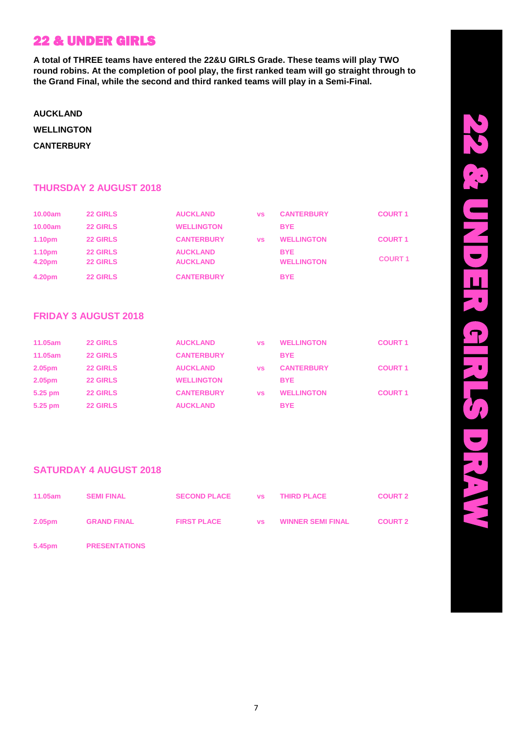# 22 & UNDER GIRLS

**A total of THREE teams have entered the 22&U GIRLS Grade. These teams will play TWO round robins. At the completion of pool play, the first ranked team will go straight through to the Grand Final, while the second and third ranked teams will play in a Semi-Final.**

**AUCKLAND**

**WELLINGTON**

**CANTERBURY**

## THURSDAY 2 AUGUST 2018

| | | | | | |
|---|---|---|---|---|---|
| 10.00am | 22 GIRLS | AUCKLAND | vs | CANTERBURY | COURT 1 |
| 10.00am | 22 GIRLS | WELLINGTON | | BYE | |
| 1.10pm | 22 GIRLS | CANTERBURY | vs | WELLINGTON | COURT 1 |
| 1.10pm | 22 GIRLS | AUCKLAND | | BYE | |
| 4.20pm | 22 GIRLS | AUCKLAND | | WELLINGTON | COURT 1 |
| 4.20pm | 22 GIRLS | CANTERBURY | | BYE | |

## FRIDAY 3 AUGUST 2018

| | | | | | |
|---|---|---|---|---|---|
| 11.05am | 22 GIRLS | AUCKLAND | vs | WELLINGTON | COURT 1 |
| 11.05am | 22 GIRLS | CANTERBURY | | BYE | |
| 2.05pm | 22 GIRLS | AUCKLAND | vs | CANTERBURY | COURT 1 |
| 2.05pm | 22 GIRLS | WELLINGTON | | BYE | |
| 5.25 pm | 22 GIRLS | CANTERBURY | vs | WELLINGTON | COURT 1 |
| 5.25 pm | 22 GIRLS | AUCKLAND | | BYE | |

## SATURDAY 4 AUGUST 2018

| | | | | | |
|---|---|---|---|---|---|
| 11.05am | SEMI FINAL | SECOND PLACE | vs | THIRD PLACE | COURT 2 |
| 2.05pm | GRAND FINAL | FIRST PLACE | vs | WINNER SEMI FINAL | COURT 2 |
| 5.45pm | PRESENTATIONS | | | | |

22 & UNDER GIRLS DRAW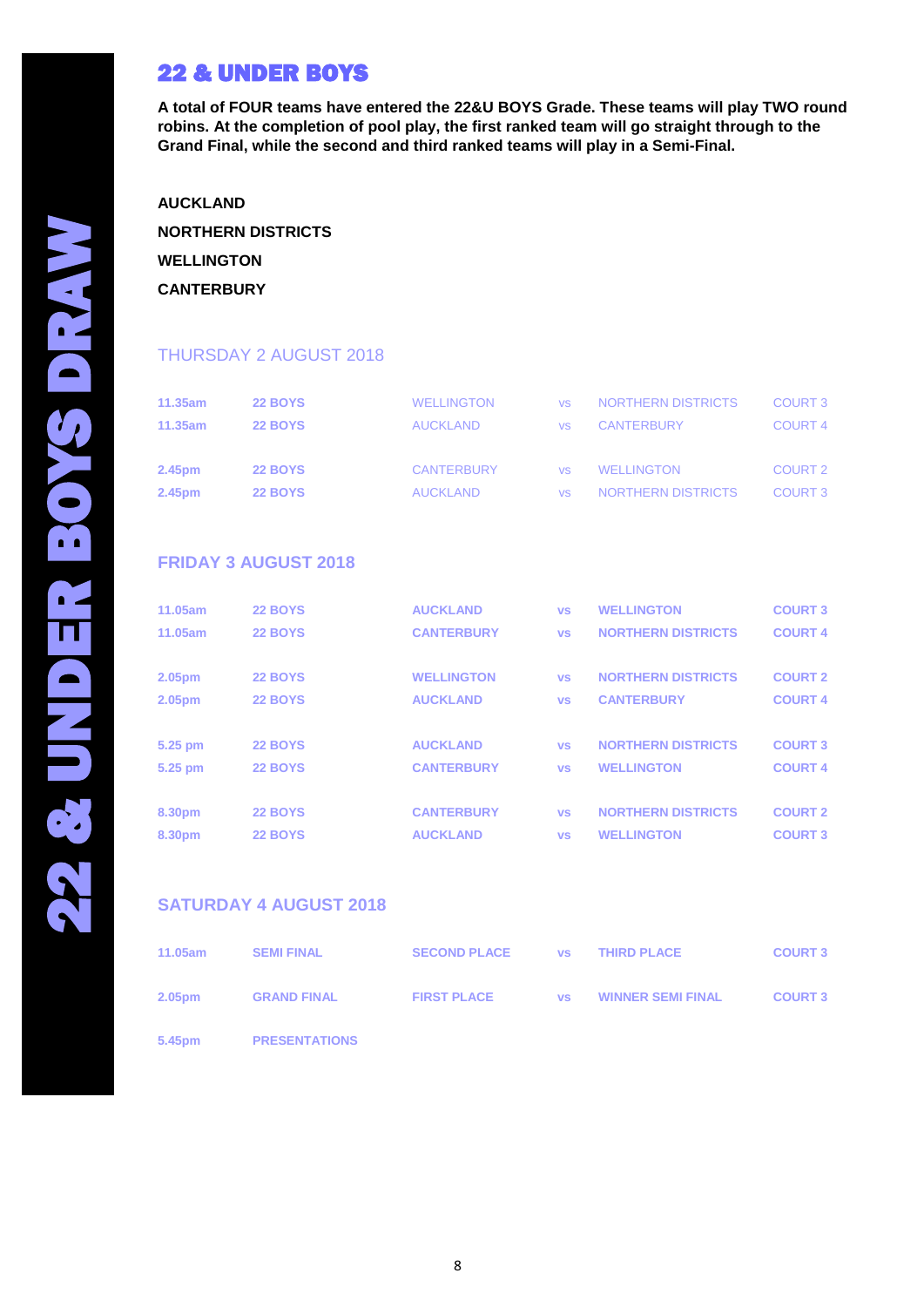# 22 & UNDER BOYS DRAW

## 22 & UNDER BOYS

**A total of FOUR teams have entered the 22&U BOYS Grade. These teams will play TWO round robins. At the completion of pool play, the first ranked team will go straight through to the Grand Final, while the second and third ranked teams will play in a Semi-Final.**

**AUCKLAND**

**NORTHERN DISTRICTS**

**WELLINGTON**

**CANTERBURY**

### THURSDAY 2 AUGUST 2018

| | | | | | |
|---|---|---|---|---|---|
| 11.35am | 22 BOYS | WELLINGTON | vs | NORTHERN DISTRICTS | COURT 3 |
| 11.35am | 22 BOYS | AUCKLAND | vs | CANTERBURY | COURT 4 |
| 2.45pm | 22 BOYS | CANTERBURY | vs | WELLINGTON | COURT 2 |
| 2.45pm | 22 BOYS | AUCKLAND | vs | NORTHERN DISTRICTS | COURT 3 |

### FRIDAY 3 AUGUST 2018

| | | | | | |
|---|---|---|---|---|---|
| 11.05am | 22 BOYS | AUCKLAND | vs | WELLINGTON | COURT 3 |
| 11.05am | 22 BOYS | CANTERBURY | vs | NORTHERN DISTRICTS | COURT 4 |
| 2.05pm | 22 BOYS | WELLINGTON | vs | NORTHERN DISTRICTS | COURT 2 |
| 2.05pm | 22 BOYS | AUCKLAND | vs | CANTERBURY | COURT 4 |
| 5.25 pm | 22 BOYS | AUCKLAND | vs | NORTHERN DISTRICTS | COURT 3 |
| 5.25 pm | 22 BOYS | CANTERBURY | vs | WELLINGTON | COURT 4 |
| 8.30pm | 22 BOYS | CANTERBURY | vs | NORTHERN DISTRICTS | COURT 2 |
| 8.30pm | 22 BOYS | AUCKLAND | vs | WELLINGTON | COURT 3 |

### SATURDAY 4 AUGUST 2018

| | | | | | |
|---|---|---|---|---|---|
| 11.05am | SEMI FINAL | SECOND PLACE | vs | THIRD PLACE | COURT 3 |
| 2.05pm | GRAND FINAL | FIRST PLACE | vs | WINNER SEMI FINAL | COURT 3 |
| 5.45pm | PRESENTATIONS | | | | |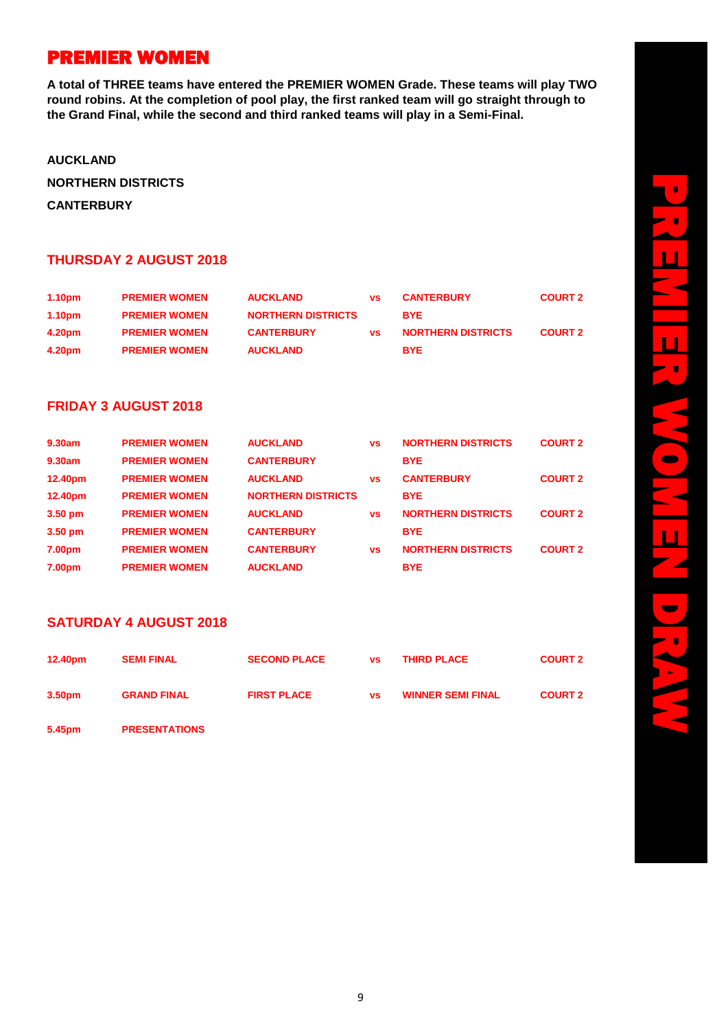# PREMIER WOMEN

**A total of THREE teams have entered the PREMIER WOMEN Grade. These teams will play TWO round robins. At the completion of pool play, the first ranked team will go straight through to the Grand Final, while the second and third ranked teams will play in a Semi-Final.**

**AUCKLAND**

**NORTHERN DISTRICTS**

**CANTERBURY**

## THURSDAY 2 AUGUST 2018

| | | | | | |
|---|---|---|---|---|---|
| 1.10pm | PREMIER WOMEN | AUCKLAND | vs | CANTERBURY | COURT 2 |
| 1.10pm | PREMIER WOMEN | NORTHERN DISTRICTS | | BYE | |
| 4.20pm | PREMIER WOMEN | CANTERBURY | vs | NORTHERN DISTRICTS | COURT 2 |
| 4.20pm | PREMIER WOMEN | AUCKLAND | | BYE | |

## FRIDAY 3 AUGUST 2018

| | | | | | |
|---|---|---|---|---|---|
| 9.30am | PREMIER WOMEN | AUCKLAND | vs | NORTHERN DISTRICTS | COURT 2 |
| 9.30am | PREMIER WOMEN | CANTERBURY | | BYE | |
| 12.40pm | PREMIER WOMEN | AUCKLAND | vs | CANTERBURY | COURT 2 |
| 12.40pm | PREMIER WOMEN | NORTHERN DISTRICTS | | BYE | |
| 3.50 pm | PREMIER WOMEN | AUCKLAND | vs | NORTHERN DISTRICTS | COURT 2 |
| 3.50 pm | PREMIER WOMEN | CANTERBURY | | BYE | |
| 7.00pm | PREMIER WOMEN | CANTERBURY | vs | NORTHERN DISTRICTS | COURT 2 |
| 7.00pm | PREMIER WOMEN | AUCKLAND | | BYE | |

## SATURDAY 4 AUGUST 2018

| | | | | | |
|---|---|---|---|---|---|
| 12.40pm | SEMI FINAL | SECOND PLACE | vs | THIRD PLACE | COURT 2 |
| 3.50pm | GRAND FINAL | FIRST PLACE | vs | WINNER SEMI FINAL | COURT 2 |
| 5.45pm | PRESENTATIONS | | | | |

PREMIER WOMEN DRAW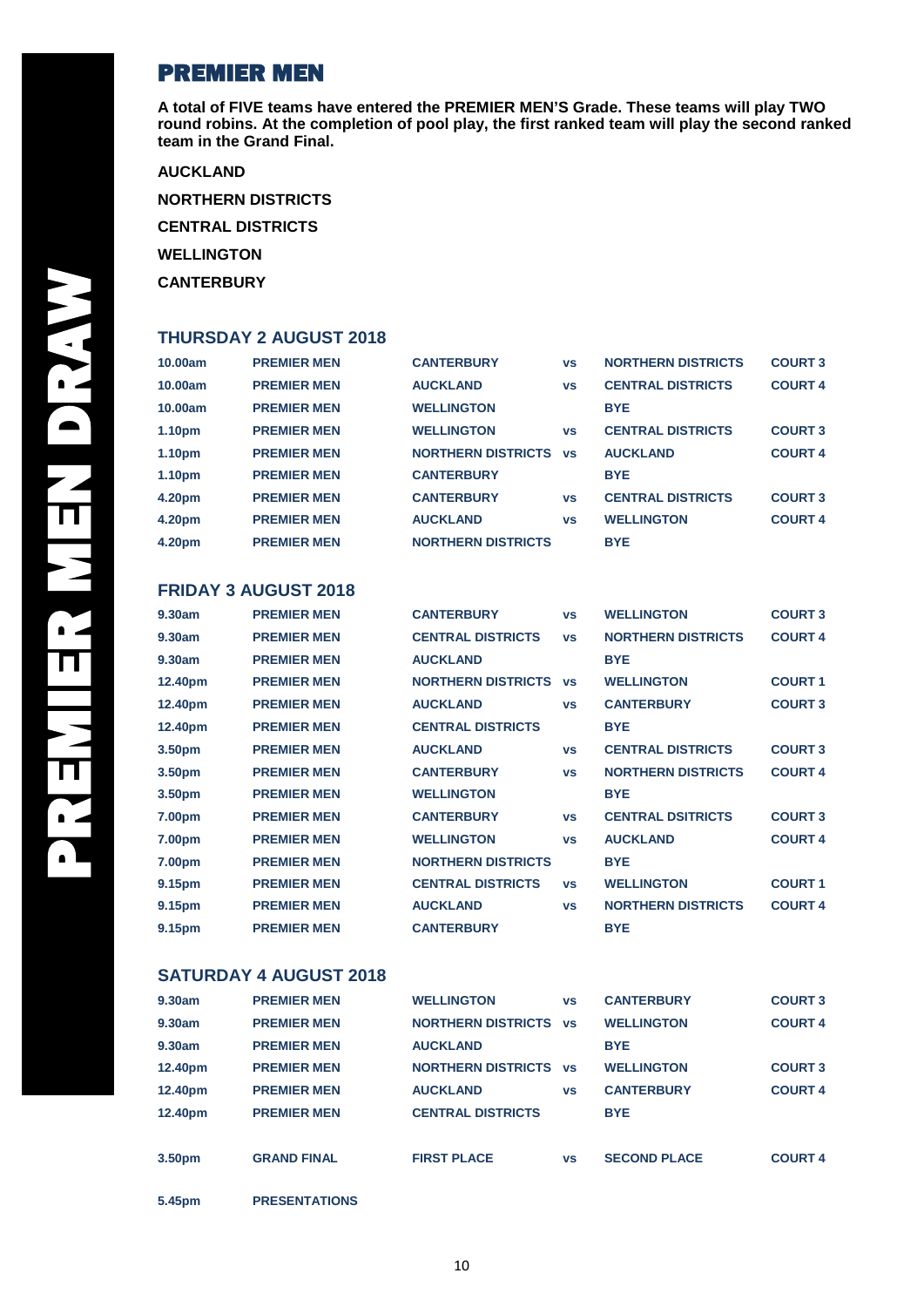# PREMIER MEN

**A total of FIVE teams have entered the PREMIER MEN'S Grade. These teams will play TWO round robins. At the completion of pool play, the first ranked team will play the second ranked team in the Grand Final.**

**AUCKLAND**

**NORTHERN DISTRICTS**

**CENTRAL DISTRICTS**

**WELLINGTON**

**CANTERBURY**

## THURSDAY 2 AUGUST 2018

| | | | | | |
|---|---|---|---|---|---|
| 10.00am | PREMIER MEN | CANTERBURY | vs | NORTHERN DISTRICTS | COURT 3 |
| 10.00am | PREMIER MEN | AUCKLAND | vs | CENTRAL DISTRICTS | COURT 4 |
| 10.00am | PREMIER MEN | WELLINGTON | | BYE | |
| 1.10pm | PREMIER MEN | WELLINGTON | vs | CENTRAL DISTRICTS | COURT 3 |
| 1.10pm | PREMIER MEN | NORTHERN DISTRICTS | vs | AUCKLAND | COURT 4 |
| 1.10pm | PREMIER MEN | CANTERBURY | | BYE | |
| 4.20pm | PREMIER MEN | CANTERBURY | vs | CENTRAL DISTRICTS | COURT 3 |
| 4.20pm | PREMIER MEN | AUCKLAND | vs | WELLINGTON | COURT 4 |
| 4.20pm | PREMIER MEN | NORTHERN DISTRICTS | | BYE | |

## FRIDAY 3 AUGUST 2018

| | | | | | |
|---|---|---|---|---|---|
| 9.30am | PREMIER MEN | CANTERBURY | vs | WELLINGTON | COURT 3 |
| 9.30am | PREMIER MEN | CENTRAL DISTRICTS | vs | NORTHERN DISTRICTS | COURT 4 |
| 9.30am | PREMIER MEN | AUCKLAND | | BYE | |
| 12.40pm | PREMIER MEN | NORTHERN DISTRICTS | vs | WELLINGTON | COURT 1 |
| 12.40pm | PREMIER MEN | AUCKLAND | vs | CANTERBURY | COURT 3 |
| 12.40pm | PREMIER MEN | CENTRAL DISTRICTS | | BYE | |
| 3.50pm | PREMIER MEN | AUCKLAND | vs | CENTRAL DISTRICTS | COURT 3 |
| 3.50pm | PREMIER MEN | CANTERBURY | vs | NORTHERN DISTRICTS | COURT 4 |
| 3.50pm | PREMIER MEN | WELLINGTON | | BYE | |
| 7.00pm | PREMIER MEN | CANTERBURY | vs | CENTRAL DSITRICTS | COURT 3 |
| 7.00pm | PREMIER MEN | WELLINGTON | vs | AUCKLAND | COURT 4 |
| 7.00pm | PREMIER MEN | NORTHERN DISTRICTS | | BYE | |
| 9.15pm | PREMIER MEN | CENTRAL DISTRICTS | vs | WELLINGTON | COURT 1 |
| 9.15pm | PREMIER MEN | AUCKLAND | vs | NORTHERN DISTRICTS | COURT 4 |
| 9.15pm | PREMIER MEN | CANTERBURY | | BYE | |

## SATURDAY 4 AUGUST 2018

| | | | | | |
|---|---|---|---|---|---|
| 9.30am | PREMIER MEN | WELLINGTON | vs | CANTERBURY | COURT 3 |
| 9.30am | PREMIER MEN | NORTHERN DISTRICTS | vs | WELLINGTON | COURT 4 |
| 9.30am | PREMIER MEN | AUCKLAND | | BYE | |
| 12.40pm | PREMIER MEN | NORTHERN DISTRICTS | vs | WELLINGTON | COURT 3 |
| 12.40pm | PREMIER MEN | AUCKLAND | vs | CANTERBURY | COURT 4 |
| 12.40pm | PREMIER MEN | CENTRAL DISTRICTS | | BYE | |
| 3.50pm | GRAND FINAL | FIRST PLACE | vs | SECOND PLACE | COURT 4 |
| 5.45pm | PRESENTATIONS | | | | |